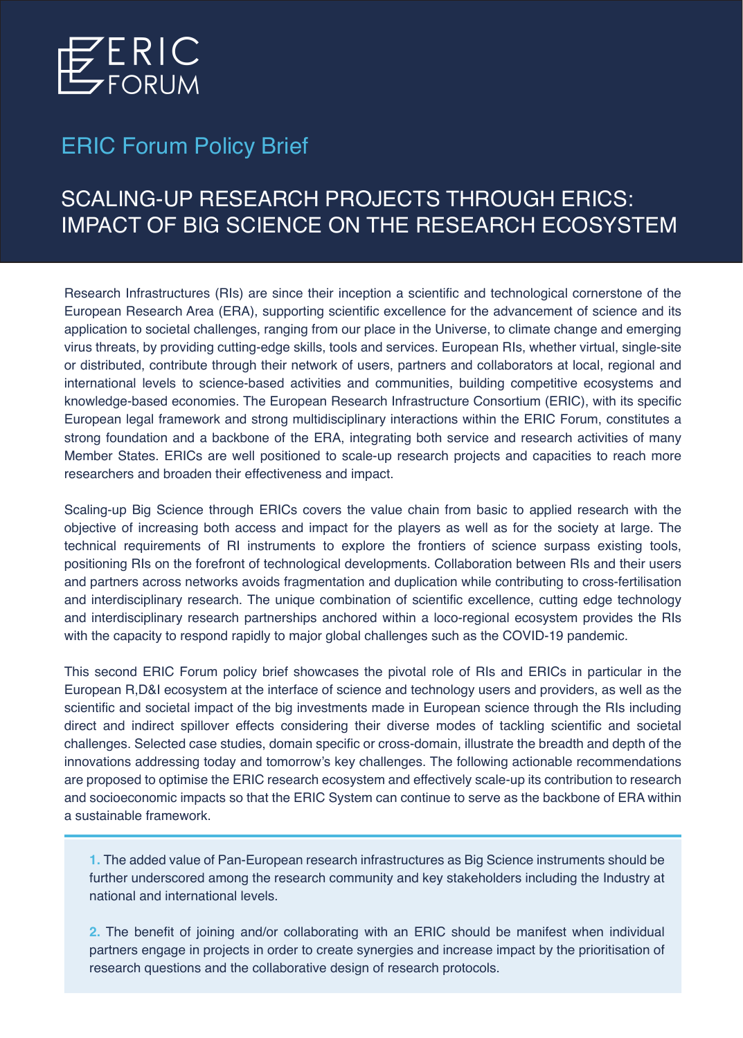ERIC FORUM

ERIC Forum Policy Brief

# SCALING-UP RESEARCH PROJECTS THROUGH ERICS: IMPACT OF BIG SCIENCE ON THE RESEARCH ECOSYSTEM

Research Infrastructures (RIs) are since their inception a scientific and technological cornerstone of the European Research Area (ERA), supporting scientific excellence for the advancement of science and its application to societal challenges, ranging from our place in the Universe, to climate change and emerging virus threats, by providing cutting-edge skills, tools and services. European RIs, whether virtual, single-site or distributed, contribute through their network of users, partners and collaborators at local, regional and international levels to science-based activities and communities, building competitive ecosystems and knowledge-based economies. The European Research Infrastructure Consortium (ERIC), with its specific European legal framework and strong multidisciplinary interactions within the ERIC Forum, constitutes a strong foundation and a backbone of the ERA, integrating both service and research activities of many Member States. ERICs are well positioned to scale-up research projects and capacities to reach more researchers and broaden their effectiveness and impact.

Scaling-up Big Science through ERICs covers the value chain from basic to applied research with the objective of increasing both access and impact for the players as well as for the society at large. The technical requirements of RI instruments to explore the frontiers of science surpass existing tools, positioning RIs on the forefront of technological developments. Collaboration between RIs and their users and partners across networks avoids fragmentation and duplication while contributing to cross-fertilisation and interdisciplinary research. The unique combination of scientific excellence, cutting edge technology and interdisciplinary research partnerships anchored within a loco-regional ecosystem provides the RIs with the capacity to respond rapidly to major global challenges such as the COVID-19 pandemic.

This second ERIC Forum policy brief showcases the pivotal role of RIs and ERICs in particular in the European R,D&I ecosystem at the interface of science and technology users and providers, as well as the scientific and societal impact of the big investments made in European science through the RIs including direct and indirect spillover effects considering their diverse modes of tackling scientific and societal challenges. Selected case studies, domain specific or cross-domain, illustrate the breadth and depth of the innovations addressing today and tomorrow's key challenges. The following actionable recommendations are proposed to optimise the ERIC research ecosystem and effectively scale-up its contribution to research and socioeconomic impacts so that the ERIC System can continue to serve as the backbone of ERA within a sustainable framework.

1. The added value of Pan-European research infrastructures as Big Science instruments should be further underscored among the research community and key stakeholders including the Industry at national and international levels.

2. The benefit of joining and/or collaborating with an ERIC should be manifest when individual partners engage in projects in order to create synergies and increase impact by the prioritisation of research questions and the collaborative design of research protocols.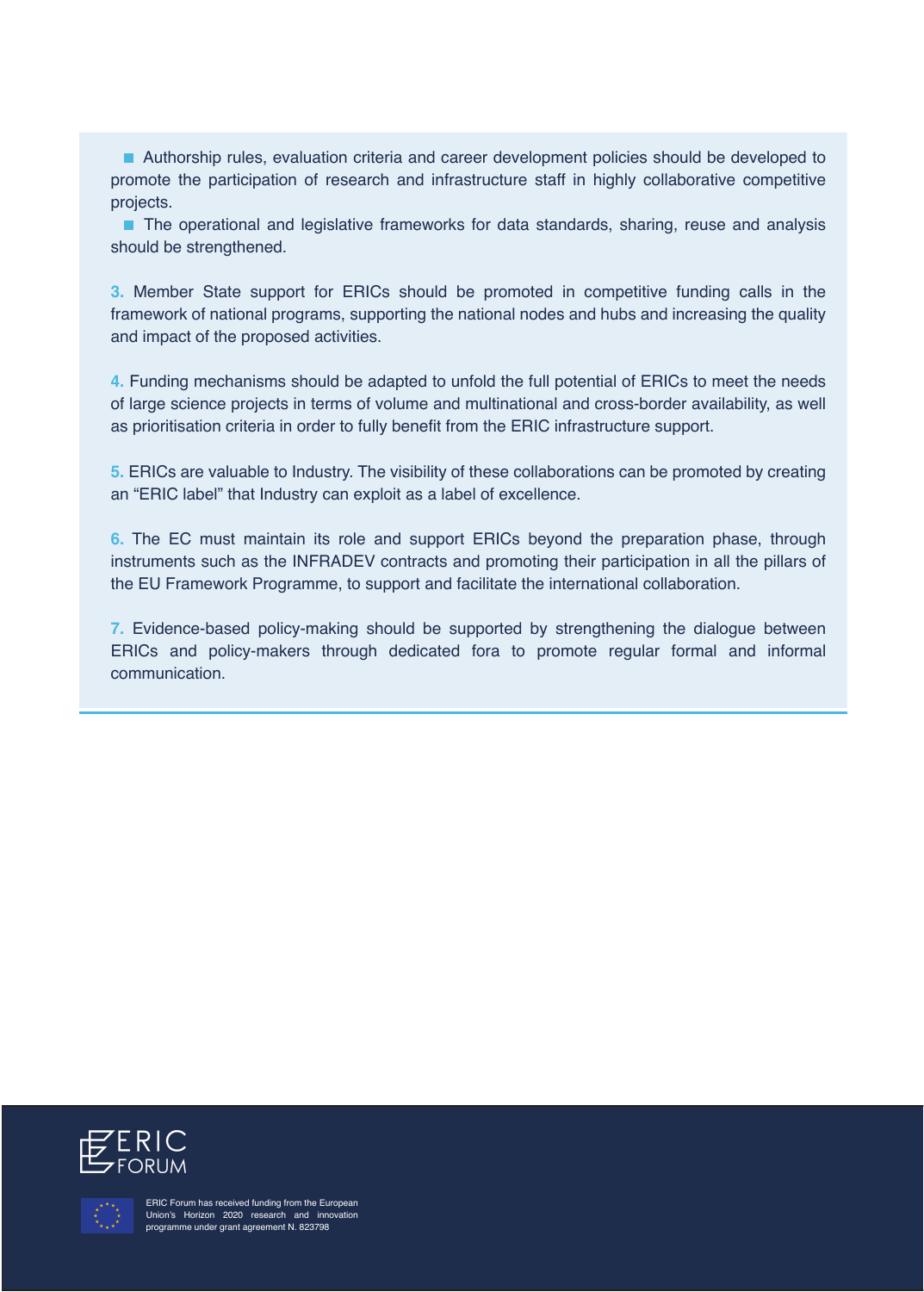- Authorship rules, evaluation criteria and career development policies should be developed to promote the participation of research and infrastructure staff in highly collaborative competitive projects.
- The operational and legislative frameworks for data standards, sharing, reuse and analysis should be strengthened.

**3.** Member State support for ERICs should be promoted in competitive funding calls in the framework of national programs, supporting the national nodes and hubs and increasing the quality and impact of the proposed activities.

**4.** Funding mechanisms should be adapted to unfold the full potential of ERICs to meet the needs of large science projects in terms of volume and multinational and cross-border availability, as well as prioritisation criteria in order to fully benefit from the ERIC infrastructure support.

**5.** ERICs are valuable to Industry. The visibility of these collaborations can be promoted by creating an "ERIC label" that Industry can exploit as a label of excellence.

**6.** The EC must maintain its role and support ERICs beyond the preparation phase, through instruments such as the INFRADEV contracts and promoting their participation in all the pillars of the EU Framework Programme, to support and facilitate the international collaboration.

**7.** Evidence-based policy-making should be supported by strengthening the dialogue between ERICs and policy-makers through dedicated fora to promote regular formal and informal communication.

ERIC FORUM

ERIC Forum has received funding from the European Union's Horizon 2020 research and innovation programme under grant agreement N. 823798